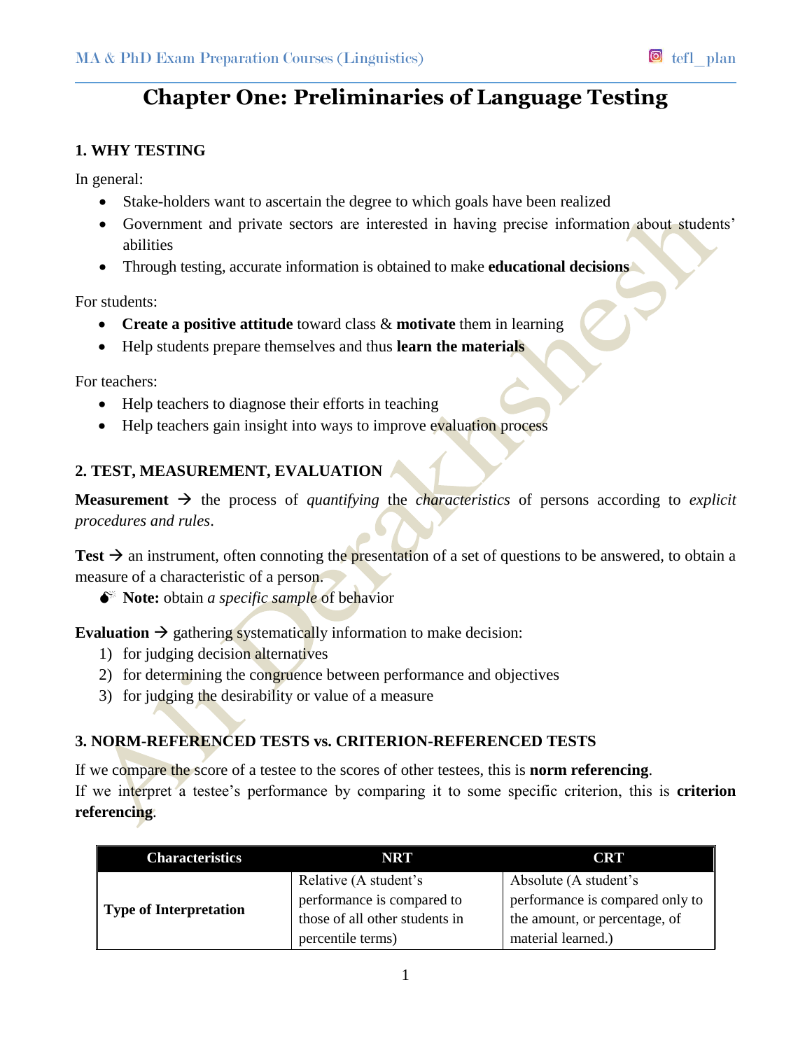# Chapter One: Preliminaries of Language Testing

### 1. WHY TESTING

In general:

- Stake-holders want to ascertain the degree to which goals have been realized
- Government and private sectors are interested in having precise information about students' abilities
- Through testing, accurate information is obtained to make **educational decisions**

For students:

- **Create a positive attitude** toward class & **motivate** them in learning
- Help students prepare themselves and thus **learn the materials**

For teachers:

- Help teachers to diagnose their efforts in teaching
- Help teachers gain insight into ways to improve evaluation process

### 2. TEST, MEASUREMENT, EVALUATION

**Measurement** → the process of *quantifying* the *characteristics* of persons according to *explicit procedures and rules*.

**Test** → an instrument, often connoting the presentation of a set of questions to be answered, to obtain a measure of a characteristic of a person.

- **Note:** obtain *a specific sample* of behavior

**Evaluation** → gathering systematically information to make decision:

1) for judging decision alternatives
2) for determining the congruence between performance and objectives
3) for judging the desirability or value of a measure

### 3. NORM-REFERENCED TESTS vs. CRITERION-REFERENCED TESTS

If we compare the score of a testee to the scores of other testees, this is **norm referencing**.
If we interpret a testee's performance by comparing it to some specific criterion, this is **criterion referencing**.

| Characteristics | NRT | CRT |
| --- | --- | --- |
| **Type of Interpretation** | Relative (A student's performance is compared to those of all other students in percentile terms) | Absolute (A student's performance is compared only to the amount, or percentage, of material learned.) |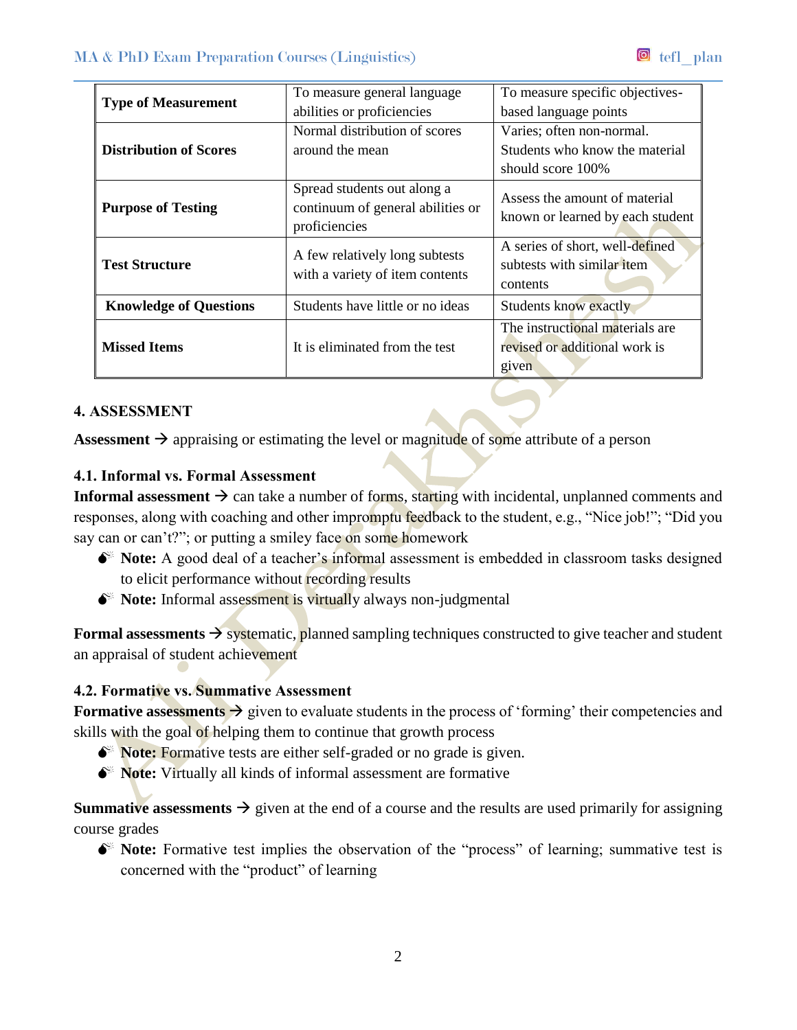| | | |
|---|---|---|
| **Type of Measurement** | To measure general language abilities or proficiencies | To measure specific objectives-based language points |
| **Distribution of Scores** | Normal distribution of scores around the mean | Varies; often non-normal. Students who know the material should score 100% |
| **Purpose of Testing** | Spread students out along a continuum of general abilities or proficiencies | Assess the amount of material known or learned by each student |
| **Test Structure** | A few relatively long subtests with a variety of item contents | A series of short, well-defined subtests with similar item contents |
| **Knowledge of Questions** | Students have little or no ideas | Students know exactly |
| **Missed Items** | It is eliminated from the test | The instructional materials are revised or additional work is given |

### 4. ASSESSMENT

**Assessment** → appraising or estimating the level or magnitude of some attribute of a person

#### 4.1. Informal vs. Formal Assessment

**Informal assessment** → can take a number of forms, starting with incidental, unplanned comments and responses, along with coaching and other impromptu feedback to the student, e.g., "Nice job!"; "Did you say can or can't?"; or putting a smiley face on some homework

- **Note:** A good deal of a teacher's informal assessment is embedded in classroom tasks designed to elicit performance without recording results
- **Note:** Informal assessment is virtually always non-judgmental

**Formal assessments** → systematic, planned sampling techniques constructed to give teacher and student an appraisal of student achievement

#### 4.2. Formative vs. Summative Assessment

**Formative assessments** → given to evaluate students in the process of 'forming' their competencies and skills with the goal of helping them to continue that growth process

- **Note:** Formative tests are either self-graded or no grade is given.
- **Note:** Virtually all kinds of informal assessment are formative

**Summative assessments** → given at the end of a course and the results are used primarily for assigning course grades

- **Note:** Formative test implies the observation of the "process" of learning; summative test is concerned with the "product" of learning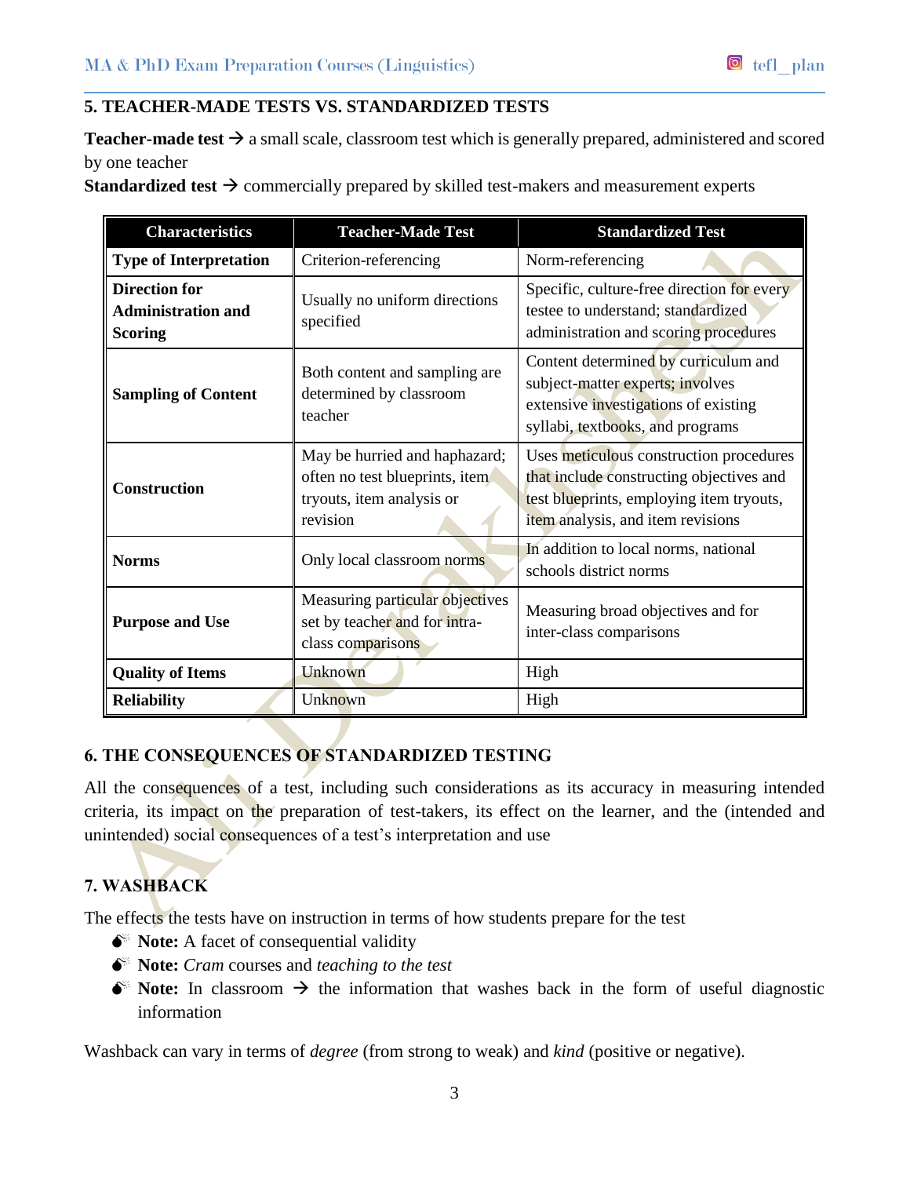## 5. TEACHER-MADE TESTS VS. STANDARDIZED TESTS

**Teacher-made test** → a small scale, classroom test which is generally prepared, administered and scored by one teacher

**Standardized test** → commercially prepared by skilled test-makers and measurement experts

| Characteristics | Teacher-Made Test | Standardized Test |
|---|---|---|
| **Type of Interpretation** | Criterion-referencing | Norm-referencing |
| **Direction for Administration and Scoring** | Usually no uniform directions specified | Specific, culture-free direction for every testee to understand; standardized administration and scoring procedures |
| **Sampling of Content** | Both content and sampling are determined by classroom teacher | Content determined by curriculum and subject-matter experts; involves extensive investigations of existing syllabi, textbooks, and programs |
| **Construction** | May be hurried and haphazard; often no test blueprints, item tryouts, item analysis or revision | Uses meticulous construction procedures that include constructing objectives and test blueprints, employing item tryouts, item analysis, and item revisions |
| **Norms** | Only local classroom norms | In addition to local norms, national schools district norms |
| **Purpose and Use** | Measuring particular objectives set by teacher and for intra-class comparisons | Measuring broad objectives and for inter-class comparisons |
| **Quality of Items** | Unknown | High |
| **Reliability** | Unknown | High |

## 6. THE CONSEQUENCES OF STANDARDIZED TESTING

All the consequences of a test, including such considerations as its accuracy in measuring intended criteria, its impact on the preparation of test-takers, its effect on the learner, and the (intended and unintended) social consequences of a test's interpretation and use

## 7. WASHBACK

The effects the tests have on instruction in terms of how students prepare for the test

- **Note:** A facet of consequential validity
- **Note:** *Cram* courses and *teaching to the test*
- **Note:** In classroom → the information that washes back in the form of useful diagnostic information

Washback can vary in terms of *degree* (from strong to weak) and *kind* (positive or negative).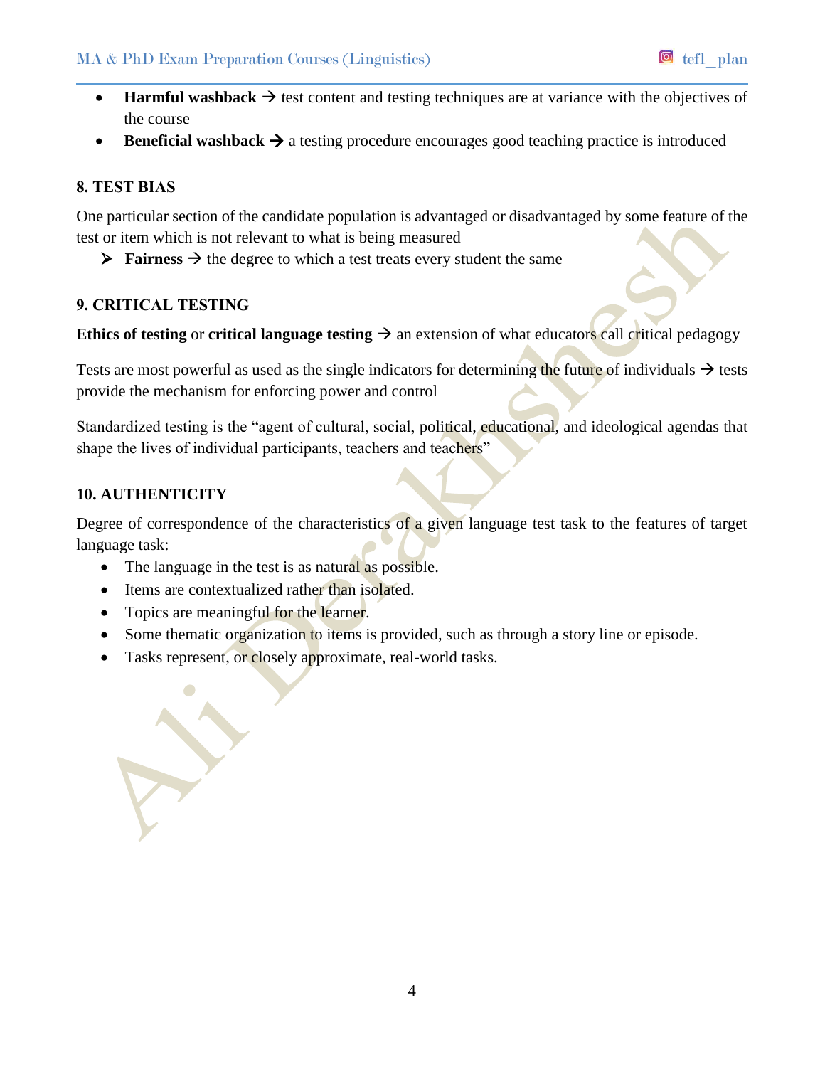- **Harmful washback** → test content and testing techniques are at variance with the objectives of the course
- **Beneficial washback** → a testing procedure encourages good teaching practice is introduced

**8. TEST BIAS**

One particular section of the candidate population is advantaged or disadvantaged by some feature of the test or item which is not relevant to what is being measured

- **Fairness** → the degree to which a test treats every student the same

**9. CRITICAL TESTING**

**Ethics of testing** or **critical language testing** → an extension of what educators call critical pedagogy

Tests are most powerful as used as the single indicators for determining the future of individuals → tests provide the mechanism for enforcing power and control

Standardized testing is the "agent of cultural, social, political, educational, and ideological agendas that shape the lives of individual participants, teachers and teachers"

**10. AUTHENTICITY**

Degree of correspondence of the characteristics of a given language test task to the features of target language task:

- The language in the test is as natural as possible.
- Items are contextualized rather than isolated.
- Topics are meaningful for the learner.
- Some thematic organization to items is provided, such as through a story line or episode.
- Tasks represent, or closely approximate, real-world tasks.